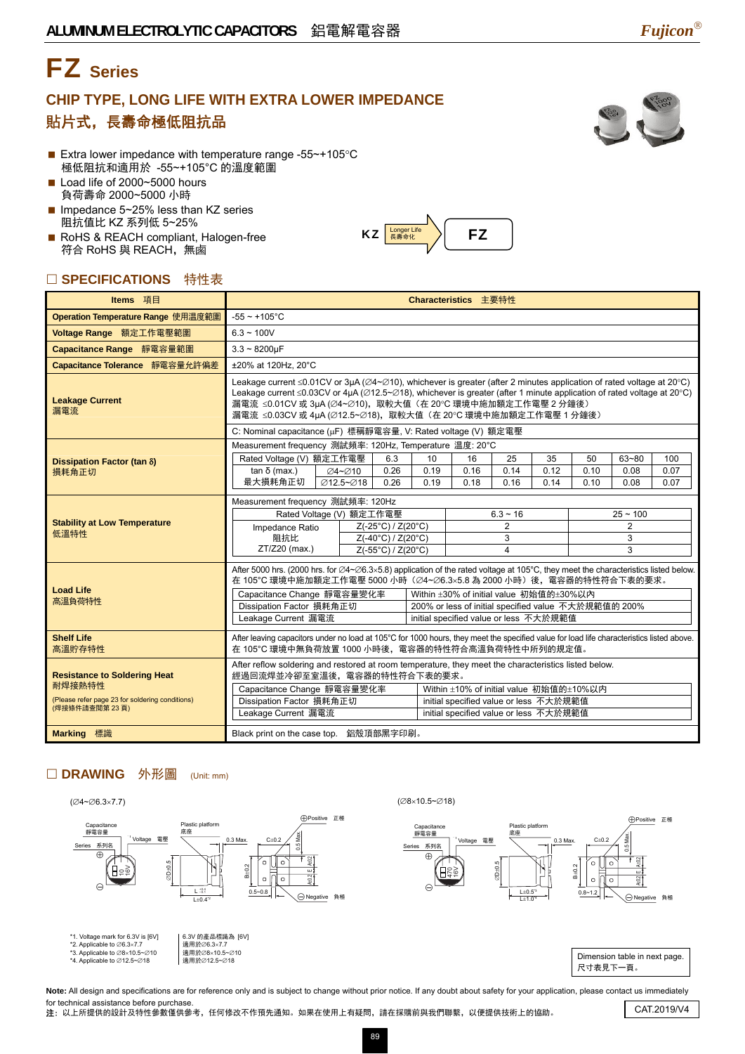# FZ Series

## CHIP TYPE, LONG LIFE WITH EXTRA LOWER IMPEDANCE

## 貼片式，長壽命極低阻抗品

- Extra lower impedance with temperature range -55~+105°C
  極低阻抗和適用於 -55~+105°C 的溫度範圍
- Load life of 2000~5000 hours
  負荷壽命 2000~5000 小時
- Impedance 5~25% less than KZ series
  阻抗值比 KZ 系列低 5~25%
- RoHS & REACH compliant, Halogen-free
  符合 RoHS 與 REACH，無鹵

KZ → Longer Life 長壽命化 → FZ

## ☐ SPECIFICATIONS 特性表

| Items 項目 | Characteristics 主要特性 |
|---|---|
| Operation Temperature Range 使用溫度範圍 | -55 ~ +105°C |
| Voltage Range 額定工作電壓範圍 | 6.3 ~ 100V |
| Capacitance Range 靜電容量範圍 | 3.3 ~ 8200μF |
| Capacitance Tolerance 靜電容量允許偏差 | ±20% at 120Hz, 20°C |
| Leakage Current 漏電流 | Leakage current ≤0.01CV or 3μA (∅4~∅10), whichever is greater (after 2 minutes application of rated voltage at 20°C)<br>Leakage current ≤0.03CV or 4μA (∅12.5~∅18), whichever is greater (after 1 minute application of rated voltage at 20°C)<br>漏電流 ≤0.01CV 或 3μA (∅4~∅10)，取較大值（在 20°C 環境中施加額定工作電壓 2 分鐘後）<br>漏電流 ≤0.03CV 或 4μA (∅12.5~∅18)，取較大值（在 20°C 環境中施加額定工作電壓 1 分鐘後）<br>C: Nominal capacitance (μF) 標稱靜電容量, V: Rated voltage (V) 額定電壓 |
| Dissipation Factor (tan δ) 損耗角正切 | Measurement frequency 測試頻率: 120Hz, Temperature 溫度: 20°C (see table below) |
| Stability at Low Temperature 低溫特性 | Measurement frequency 測試頻率: 120Hz (see table below) |
| Load Life 高溫負荷特性 | After 5000 hrs. (2000 hrs. for ∅4~∅6.3×5.8) application of the rated voltage at 105°C, they meet the characteristics listed below.<br>在 105°C 環境中施加額定工作電壓 5000 小時（∅4~∅6.3×5.8 為 2000 小時）後，電容器的特性符合下表的要求。<br>Capacitance Change 靜電容量變化率: Within ±30% of initial value 初始值的±30%以內<br>Dissipation Factor 損耗角正切: 200% or less of initial specified value 不大於規範值的 200%<br>Leakage Current 漏電流: initial specified value or less 不大於規範值 |
| Shelf Life 高溫貯存特性 | After leaving capacitors under no load at 105°C for 1000 hours, they meet the specified value for load life characteristics listed above.<br>在 105°C 環境中無負荷放置 1000 小時後，電容器的特性符合高溫負荷特性中所列的規定值。 |
| Resistance to Soldering Heat 耐焊接熱特性 (Please refer page 23 for soldering conditions) (焊接條件請查閱第 23 頁) | After reflow soldering and restored at room temperature, they meet the characteristics listed below.<br>經過回流焊並冷卻至室溫後，電容器的特性符合下表的要求。<br>Capacitance Change 靜電容量變化率: Within ±10% of initial value 初始值的±10%以內<br>Dissipation Factor 損耗角正切: initial specified value or less 不大於規範值<br>Leakage Current 漏電流: initial specified value or less 不大於規範值 |
| Marking 標識 | Black print on the case top. 鋁殼頂部黑字印刷。 |

**Dissipation Factor (tan δ)** — Measurement frequency 測試頻率: 120Hz, Temperature 溫度: 20°C

| Rated Voltage (V) 額定工作電壓 | | 6.3 | 10 | 16 | 25 | 35 | 50 | 63~80 | 100 |
|---|---|---|---|---|---|---|---|---|---|
| tan δ (max.) 最大損耗角正切 | ∅4~∅10 | 0.26 | 0.19 | 0.16 | 0.14 | 0.12 | 0.10 | 0.08 | 0.07 |
| | ∅12.5~∅18 | 0.26 | 0.19 | 0.18 | 0.16 | 0.14 | 0.10 | 0.08 | 0.07 |

**Stability at Low Temperature** — Measurement frequency 測試頻率: 120Hz

| Rated Voltage (V) 額定工作電壓 | | 6.3 ~ 16 | 25 ~ 100 |
|---|---|---|---|
| Impedance Ratio 阻抗比 ZT/Z20 (max.) | Z(-25°C) / Z(20°C) | 2 | 2 |
| | Z(-40°C) / Z(20°C) | 3 | 3 |
| | Z(-55°C) / Z(20°C) | 4 | 3 |

## ☐ DRAWING 外形圖 (Unit: mm)

(∅4~∅6.3×7.7)

Capacitance 靜電容量, Series 系列名, Voltage 電壓, Plastic platform 底座, Positive 正極, Negative 負極, 0.3 Max., C±0.2, 0.5 Max, ∅D+0.5, B±0.2, A±0.2, E, L, L±0.4, 0.5~0.8

(∅8×10.5~∅18)

Capacitance 靜電容量, Series 系列名, Voltage 電壓, Plastic platform 底座, Positive 正極, Negative 負極, 0.3 Max., C±0.2, 0.5 Max, ∅D+0.5, B±0.2, A±0.2, E, L±0.5, L±1.0, 0.8~1.2

*1. Voltage mark for 6.3V is [6V] 6.3V 的產品標識為 [6V]
*2. Applicable to ∅6.3×7.7 適用於∅6.3×7.7
*3. Applicable to ∅8×10.5~∅10 適用於∅8×10.5~∅10
*4. Applicable to ∅12.5~∅18 適用於∅12.5~∅18

Dimension table in next page.
尺寸表見下一頁。

**Note:** All design and specifications are for reference only and is subject to change without prior notice. If any doubt about safety for your application, please contact us immediately for technical assistance before purchase.
**注**：以上所提供的設計及特性參數僅供參考，任何修改不作預先通知。如果在使用上有疑問，請在採購前與我們聯繫，以便提供技術上的協助。

CAT.2019/V4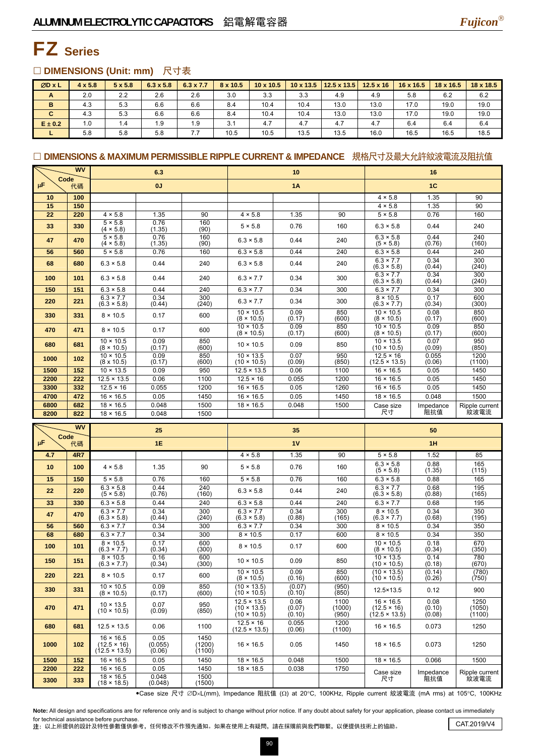# FZ Series

## □ DIMENSIONS (Unit: mm) 尺寸表

| ØD x L | 4 x 5.8 | 5 x 5.8 | 6.3 x 5.8 | 6.3 x 7.7 | 8 x 10.5 | 10 x 10.5 | 10 x 13.5 | 12.5 x 13.5 | 12.5 x 16 | 16 x 16.5 | 18 x 16.5 | 18 x 18.5 |
|---|---|---|---|---|---|---|---|---|---|---|---|---|
| A | 2.0 | 2.2 | 2.6 | 2.6 | 3.0 | 3.3 | 3.3 | 4.9 | 4.9 | 5.8 | 6.2 | 6.2 |
| B | 4.3 | 5.3 | 6.6 | 6.6 | 8.4 | 10.4 | 10.4 | 13.0 | 13.0 | 17.0 | 19.0 | 19.0 |
| C | 4.3 | 5.3 | 6.6 | 6.6 | 8.4 | 10.4 | 10.4 | 13.0 | 13.0 | 17.0 | 19.0 | 19.0 |
| E ± 0.2 | 1.0 | 1.4 | 1.9 | 1.9 | 3.1 | 4.7 | 4.7 | 4.7 | 4.7 | 6.4 | 6.4 | 6.4 |
| L | 5.8 | 5.8 | 5.8 | 7.7 | 10.5 | 10.5 | 13.5 | 13.5 | 16.0 | 16.5 | 16.5 | 18.5 |

## □ DIMENSIONS & MAXIMUM PERMISSIBLE RIPPLE CURRENT & IMPEDANCE 規格尺寸及最大允許紋波電流及阻抗值

| μF \ WV | Code 代碼 | 6.3 | | | 10 | | | 16 | | |
|---|---|---|---|---|---|---|---|---|---|---|
| | | 0J | | | 1A | | | 1C | | |
| 10 | 100 | | | | | | | 4 × 5.8 | 1.35 | 90 |
| 15 | 150 | | | | | | | 4 × 5.8 | 1.35 | 90 |
| 22 | 220 | 4 × 5.8 | 1.35 | 90 | 4 × 5.8 | 1.35 | 90 | 5 × 5.8 | 0.76 | 160 |
| 33 | 330 | 5 × 5.8 (4 × 5.8) | 0.76 (1.35) | 160 (90) | 5 × 5.8 | 0.76 | 160 | 6.3 × 5.8 | 0.44 | 240 |
| 47 | 470 | 5 × 5.8 (4 × 5.8) | 0.76 (1.35) | 160 (90) | 6.3 × 5.8 | 0.44 | 240 | 6.3 × 5.8 (5 × 5.8) | 0.44 (0.76) | 240 (160) |
| 56 | 560 | 5 × 5.8 | 0.76 | 160 | 6.3 × 5.8 | 0.44 | 240 | 6.3 × 5.8 | 0.44 | 240 |
| 68 | 680 | 6.3 × 5.8 | 0.44 | 240 | 6.3 × 5.8 | 0.44 | 240 | 6.3 × 7.7 (6.3 × 5.8) | 0.34 (0.44) | 300 (240) |
| 100 | 101 | 6.3 × 5.8 | 0.44 | 240 | 6.3 × 7.7 | 0.34 | 300 | 6.3 × 7.7 (6.3 × 5.8) | 0.34 (0.44) | 300 (240) |
| 150 | 151 | 6.3 × 5.8 | 0.44 | 240 | 6.3 × 7.7 | 0.34 | 300 | 6.3 × 7.7 | 0.34 | 300 |
| 220 | 221 | 6.3 × 7.7 (6.3 × 5.8) | 0.34 (0.44) | 300 (240) | 6.3 × 7.7 | 0.34 | 300 | 8 × 10.5 (6.3 × 7.7) | 0.17 (0.34) | 600 (300) |
| 330 | 331 | 8 × 10.5 | 0.17 | 600 | 10 × 10.5 (8 × 10.5) | 0.09 (0.17) | 850 (600) | 10 × 10.5 (8 × 10.5) | 0.08 (0.17) | 850 (600) |
| 470 | 471 | 8 × 10.5 | 0.17 | 600 | 10 × 10.5 (8 × 10.5) | 0.09 (0.17) | 850 (600) | 10 × 10.5 (8 × 10.5) | 0.09 (0.17) | 850 (600) |
| 680 | 681 | 10 × 10.5 (8 × 10.5) | 0.09 (0.17) | 850 (600) | 10 × 10.5 | 0.09 | 850 | 10 × 13.5 (10 × 10.5) | 0.07 (0.09) | 950 (850) |
| 1000 | 102 | 10 × 10.5 (8 x 10.5) | 0.09 (0.17) | 850 (600) | 10 × 13.5 (10 × 10.5) | 0.07 (0.09) | 950 (850) | 12.5 × 16 (12.5 × 13.5) | 0.055 (0.06) | 1200 (1100) |
| 1500 | 152 | 10 × 13.5 | 0.09 | 950 | 12.5 × 13.5 | 0.06 | 1100 | 16 × 16.5 | 0.05 | 1450 |
| 2200 | 222 | 12.5 × 13.5 | 0.06 | 1100 | 12.5 × 16 | 0.055 | 1200 | 16 × 16.5 | 0.05 | 1450 |
| 3300 | 332 | 12.5 × 16 | 0.055 | 1200 | 16 × 16.5 | 0.05 | 1260 | 16 × 16.5 | 0.05 | 1450 |
| 4700 | 472 | 16 × 16.5 | 0.05 | 1450 | 16 × 16.5 | 0.05 | 1450 | 18 × 16.5 | 0.048 | 1500 |
| 6800 | 682 | 18 × 16.5 | 0.048 | 1500 | 18 × 16.5 | 0.048 | 1500 | Case size 尺寸 | Impedance 阻抗值 | Ripple current 紋波電流 |
| 8200 | 822 | 18 × 16.5 | 0.048 | 1500 | | | | | | |

| μF \ WV | Code 代碼 | 25 | | | 35 | | | 50 | | |
|---|---|---|---|---|---|---|---|---|---|---|
| | | 1E | | | 1V | | | 1H | | |
| 4.7 | 4R7 | | | | 4 × 5.8 | 1.35 | 90 | 5 × 5.8 | 1.52 | 85 |
| 10 | 100 | 4 × 5.8 | 1.35 | 90 | 5 × 5.8 | 0.76 | 160 | 6.3 × 5.8 (5 × 5.8) | 0.88 (1.35) | 165 (115) |
| 15 | 150 | 5 × 5.8 | 0.76 | 160 | 5 × 5.8 | 0.76 | 160 | 6.3 × 5.8 | 0.88 | 165 |
| 22 | 220 | 6.3 × 5.8 (5 × 5.8) | 0.44 (0.76) | 240 (160) | 6.3 × 5.8 | 0.44 | 240 | 6.3 × 7.7 (6.3 × 5.8) | 0.68 (0.88) | 195 (165) |
| 33 | 330 | 6.3 × 5.8 | 0.44 | 240 | 6.3 × 5.8 | 0.44 | 240 | 6.3 × 7.7 | 0.68 | 195 |
| 47 | 470 | 6.3 × 7.7 (6.3 × 5.8) | 0.34 (0.44) | 300 (240) | 6.3 × 7.7 (6.3 × 5.8) | 0.34 (0.88) | 300 (165) | 8 × 10.5 (6.3 × 7.7) | 0.34 (0.68) | 350 (195) |
| 56 | 560 | 6.3 × 7.7 | 0.34 | 300 | 6.3 × 7.7 | 0.34 | 300 | 8 × 10.5 | 0.34 | 350 |
| 68 | 680 | 6.3 × 7.7 | 0.34 | 300 | 8 × 10.5 | 0.17 | 600 | 8 × 10.5 | 0.34 | 350 |
| 100 | 101 | 8 × 10.5 (6.3 × 7.7) | 0.17 (0.34) | 600 (300) | 8 × 10.5 | 0.17 | 600 | 10 × 10.5 (8 × 10.5) | 0.18 (0.34) | 670 (350) |
| 150 | 151 | 8 × 10.5 (6.3 × 7.7) | 0.16 (0.34) | 600 (300) | 10 × 10.5 | 0.09 | 850 | 10 × 13.5 (10 × 10.5) | 0.14 (0.18) | 780 (670) |
| 220 | 221 | 8 × 10.5 | 0.17 | 600 | 10 × 10.5 (8 × 10.5) | 0.09 (0.16) | 850 (600) | (10 × 13.5) (10 × 10.5) | (0.14) (0.26) | (780) (750) |
| 330 | 331 | 10 × 10.5 (8 × 10.5) | 0.09 (0.17) | 850 (600) | (10 × 13.5) (10 × 10.5) | (0.07) (0.10) | (950) (850) | 12.5×13.5 | 0.12 | 900 |
| 470 | 471 | 10 × 13.5 (10 × 10.5) | 0.07 (0.09) | 950 (850) | 12.5 × 13.5 (10 × 13.5) (10 × 10.5) | 0.06 (0.07) (0.10) | 1100 (1000) (950) | 16 × 16.5 (12.5 × 16) (12.5 × 13.5) | 0.08 (0.10) (0.08) | 1250 (1050) (1100) |
| 680 | 681 | 12.5 × 13.5 | 0.06 | 1100 | 12.5 × 16 (12.5 × 13.5) | 0.055 (0.06) | 1200 (1100) | 16 × 16.5 | 0.073 | 1250 |
| 1000 | 102 | 16 × 16.5 (12.5 × 16) (12.5 × 13.5) | 0.05 (0.055) (0.06) | 1450 (1200) (1100) | 16 × 16.5 | 0.05 | 1450 | 18 × 16.5 | 0.073 | 1250 |
| 1500 | 152 | 16 × 16.5 | 0.05 | 1450 | 18 × 16.5 | 0.048 | 1500 | 18 × 16.5 | 0.066 | 1500 |
| 2200 | 222 | 16 × 16.5 | 0.05 | 1450 | 18 × 18.5 | 0.038 | 1750 | Case size 尺寸 | Impedance 阻抗值 | Ripple current 紋波電流 |
| 3300 | 333 | 18 × 16.5 (18 × 18.5) | 0.048 (0.048) | 1500 (1500) | | | | | | |

•Case size 尺寸 ∅D×L(mm), Impedance 阻抗值 (Ω) at 20°C, 100KHz, Ripple current 紋波電流 (mA rms) at 105°C, 100KHz

**Note:** All design and specifications are for reference only and is subject to change without prior notice. If any doubt about safety for your application, please contact us immediately for technical assistance before purchase.
**注：** 以上所提供的設計及特性參數僅供參考，任何修改不作預先通知。如果在使用上有疑問，請在採購前與我們聯繫，以便提供技術上的協助。

CAT.2019/V4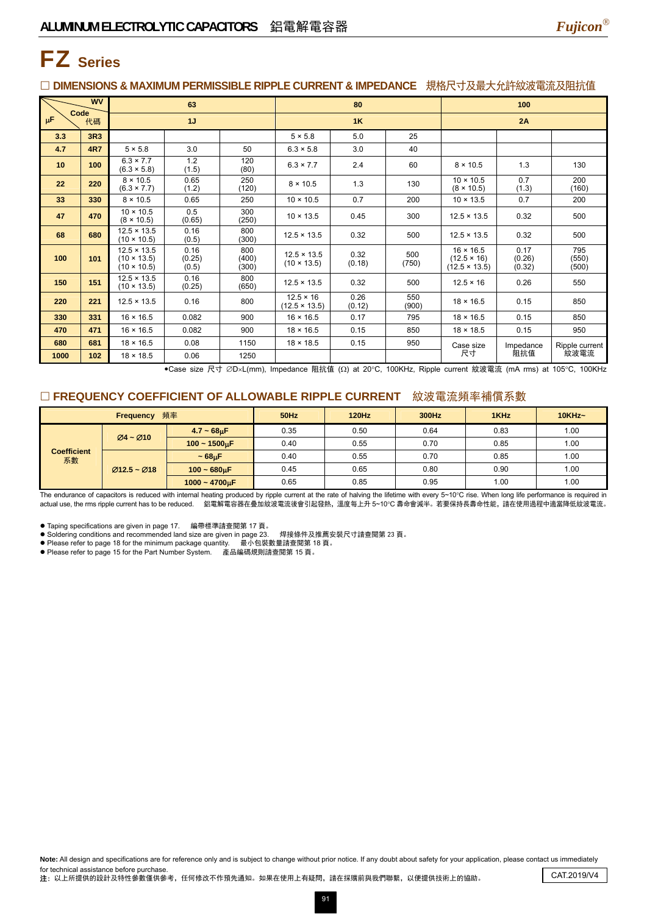# FZ Series

## □ DIMENSIONS & MAXIMUM PERMISSIBLE RIPPLE CURRENT & IMPEDANCE 規格尺寸及最大允許紋波電流及阻抗值

| μF | Code 代碼 \ WV | 63 | | | 80 | | | 100 | | |
|---|---|---|---|---|---|---|---|---|---|---|
| | | 1J | | | 1K | | | 2A | | |
| 3.3 | 3R3 | | | | 5 × 5.8 | 5.0 | 25 | | | |
| 4.7 | 4R7 | 5 × 5.8 | 3.0 | 50 | 6.3 × 5.8 | 3.0 | 40 | | | |
| 10 | 100 | 6.3 × 7.7 (6.3 × 5.8) | 1.2 (1.5) | 120 (80) | 6.3 × 7.7 | 2.4 | 60 | 8 × 10.5 | 1.3 | 130 |
| 22 | 220 | 8 × 10.5 (6.3 × 7.7) | 0.65 (1.2) | 250 (120) | 8 × 10.5 | 1.3 | 130 | 10 × 10.5 (8 × 10.5) | 0.7 (1.3) | 200 (160) |
| 33 | 330 | 8 × 10.5 | 0.65 | 250 | 10 × 10.5 | 0.7 | 200 | 10 × 13.5 | 0.7 | 200 |
| 47 | 470 | 10 × 10.5 (8 × 10.5) | 0.5 (0.65) | 300 (250) | 10 × 13.5 | 0.45 | 300 | 12.5 × 13.5 | 0.32 | 500 |
| 68 | 680 | 12.5 × 13.5 (10 × 10.5) | 0.16 (0.5) | 800 (300) | 12.5 × 13.5 | 0.32 | 500 | 12.5 × 13.5 | 0.32 | 500 |
| 100 | 101 | 12.5 × 13.5 (10 × 13.5) (10 × 10.5) | 0.16 (0.25) (0.5) | 800 (400) (300) | 12.5 × 13.5 (10 × 13.5) | 0.32 (0.18) | 500 (750) | 16 × 16.5 (12.5 × 16) (12.5 × 13.5) | 0.17 (0.26) (0.32) | 795 (550) (500) |
| 150 | 151 | 12.5 × 13.5 (10 × 13.5) | 0.16 (0.25) | 800 (650) | 12.5 × 13.5 | 0.32 | 500 | 12.5 × 16 | 0.26 | 550 |
| 220 | 221 | 12.5 × 13.5 | 0.16 | 800 | 12.5 × 16 (12.5 × 13.5) | 0.26 (0.12) | 550 (900) | 18 × 16.5 | 0.15 | 850 |
| 330 | 331 | 16 × 16.5 | 0.082 | 900 | 16 × 16.5 | 0.17 | 795 | 18 × 16.5 | 0.15 | 850 |
| 470 | 471 | 16 × 16.5 | 0.082 | 900 | 18 × 16.5 | 0.15 | 850 | 18 × 18.5 | 0.15 | 950 |
| 680 | 681 | 18 × 16.5 | 0.08 | 1150 | 18 × 18.5 | 0.15 | 950 | Case size 尺寸 | Impedance 阻抗值 | Ripple current 紋波電流 |
| 1000 | 102 | 18 × 18.5 | 0.06 | 1250 | | | | | | |

•Case size 尺寸 ∅D×L(mm), Impedance 阻抗值 (Ω) at 20°C, 100KHz, Ripple current 紋波電流 (mA rms) at 105°C, 100KHz

## □ FREQUENCY COEFFICIENT OF ALLOWABLE RIPPLE CURRENT 紋波電流頻率補償系數

| Frequency 頻率 | | | 50Hz | 120Hz | 300Hz | 1KHz | 10KHz~ |
|---|---|---|---|---|---|---|---|
| Coefficient 系數 | Ø4 ~ Ø10 | 4.7 ~ 68μF | 0.35 | 0.50 | 0.64 | 0.83 | 1.00 |
| | | 100 ~ 1500μF | 0.40 | 0.55 | 0.70 | 0.85 | 1.00 |
| | Ø12.5 ~ Ø18 | ~ 68μF | 0.40 | 0.55 | 0.70 | 0.85 | 1.00 |
| | | 100 ~ 680μF | 0.45 | 0.65 | 0.80 | 0.90 | 1.00 |
| | | 1000 ~ 4700μF | 0.65 | 0.85 | 0.95 | 1.00 | 1.00 |

The endurance of capacitors is reduced with internal heating produced by ripple current at the rate of halving the lifetime with every 5~10°C rise. When long life performance is required in actual use, the rms ripple current has to be reduced. 鋁電解電容器在疊加紋波電流後會引起發熱，溫度每上升 5~10°C 壽命會減半。若要保持長壽命性能，請在使用過程中適當降低紋波電流。

- Taping specifications are given in page 17. 編帶標準請查閱第 17 頁。
- Soldering conditions and recommended land size are given in page 23. 焊接條件及推薦安裝尺寸請查閱第 23 頁。
- Please refer to page 18 for the minimum package quantity. 最小包裝數量請查閱第 18 頁。
- Please refer to page 15 for the Part Number System. 產品編碼規則請查閱第 15 頁。

**Note:** All design and specifications are for reference only and is subject to change without prior notice. If any doubt about safety for your application, please contact us immediately for technical assistance before purchase.
**注**：以上所提供的設計及特性參數僅供參考，任何修改不作預先通知。如果在使用上有疑問，請在採購前與我們聯繫，以便提供技術上的協助。

CAT.2019/V4